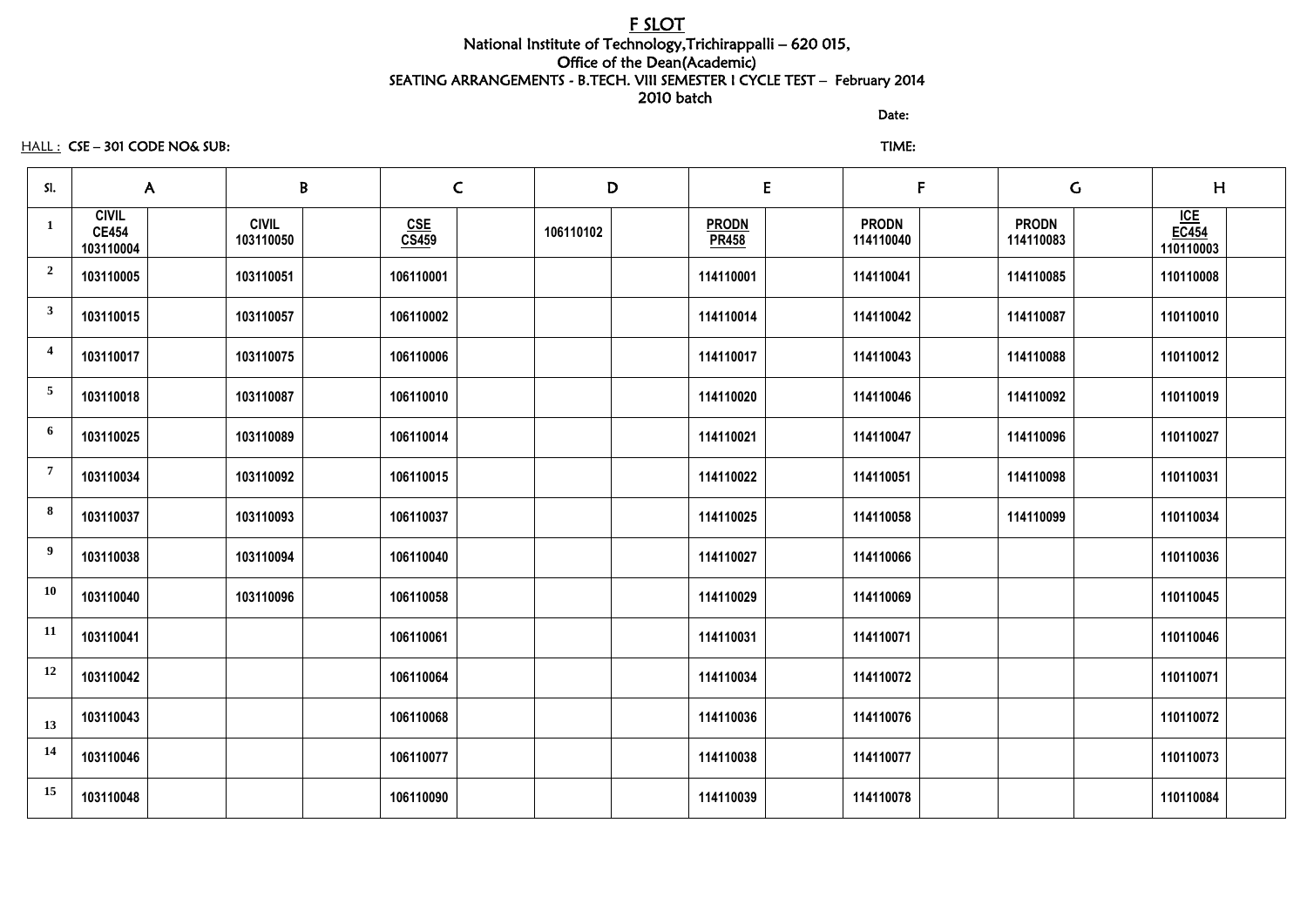# F SLOT

National Institute of Technology,Trichirappalli – 620 015,
Office of the Dean(Academic)
SEATING ARRANGEMENTS - B.TECH. VIII SEMESTER I CYCLE TEST – February 2014
2010 batch

Date:

HALL : CSE – 301 CODE NO& SUB: TIME:

| Sl. | A | | B | | C | | D | | E | | F | | G | | H | |
|---|---|---|---|---|---|---|---|---|---|---|---|---|---|---|---|---|
| 1 | CIVIL CE454 103110004 | | CIVIL 103110050 | | CSE CS459 | | 106110102 | | PRODN PR458 | | PRODN 114110040 | | PRODN 114110083 | | ICE EC454 110110003 | |
| 2 | 103110005 | | 103110051 | | 106110001 | | | | 114110001 | | 114110041 | | 114110085 | | 110110008 | |
| 3 | 103110015 | | 103110057 | | 106110002 | | | | 114110014 | | 114110042 | | 114110087 | | 110110010 | |
| 4 | 103110017 | | 103110075 | | 106110006 | | | | 114110017 | | 114110043 | | 114110088 | | 110110012 | |
| 5 | 103110018 | | 103110087 | | 106110010 | | | | 114110020 | | 114110046 | | 114110092 | | 110110019 | |
| 6 | 103110025 | | 103110089 | | 106110014 | | | | 114110021 | | 114110047 | | 114110096 | | 110110027 | |
| 7 | 103110034 | | 103110092 | | 106110015 | | | | 114110022 | | 114110051 | | 114110098 | | 110110031 | |
| 8 | 103110037 | | 103110093 | | 106110037 | | | | 114110025 | | 114110058 | | 114110099 | | 110110034 | |
| 9 | 103110038 | | 103110094 | | 106110040 | | | | 114110027 | | 114110066 | | | | 110110036 | |
| 10 | 103110040 | | 103110096 | | 106110058 | | | | 114110029 | | 114110069 | | | | 110110045 | |
| 11 | 103110041 | | | | 106110061 | | | | 114110031 | | 114110071 | | | | 110110046 | |
| 12 | 103110042 | | | | 106110064 | | | | 114110034 | | 114110072 | | | | 110110071 | |
| 13 | 103110043 | | | | 106110068 | | | | 114110036 | | 114110076 | | | | 110110072 | |
| 14 | 103110046 | | | | 106110077 | | | | 114110038 | | 114110077 | | | | 110110073 | |
| 15 | 103110048 | | | | 106110090 | | | | 114110039 | | 114110078 | | | | 110110084 | |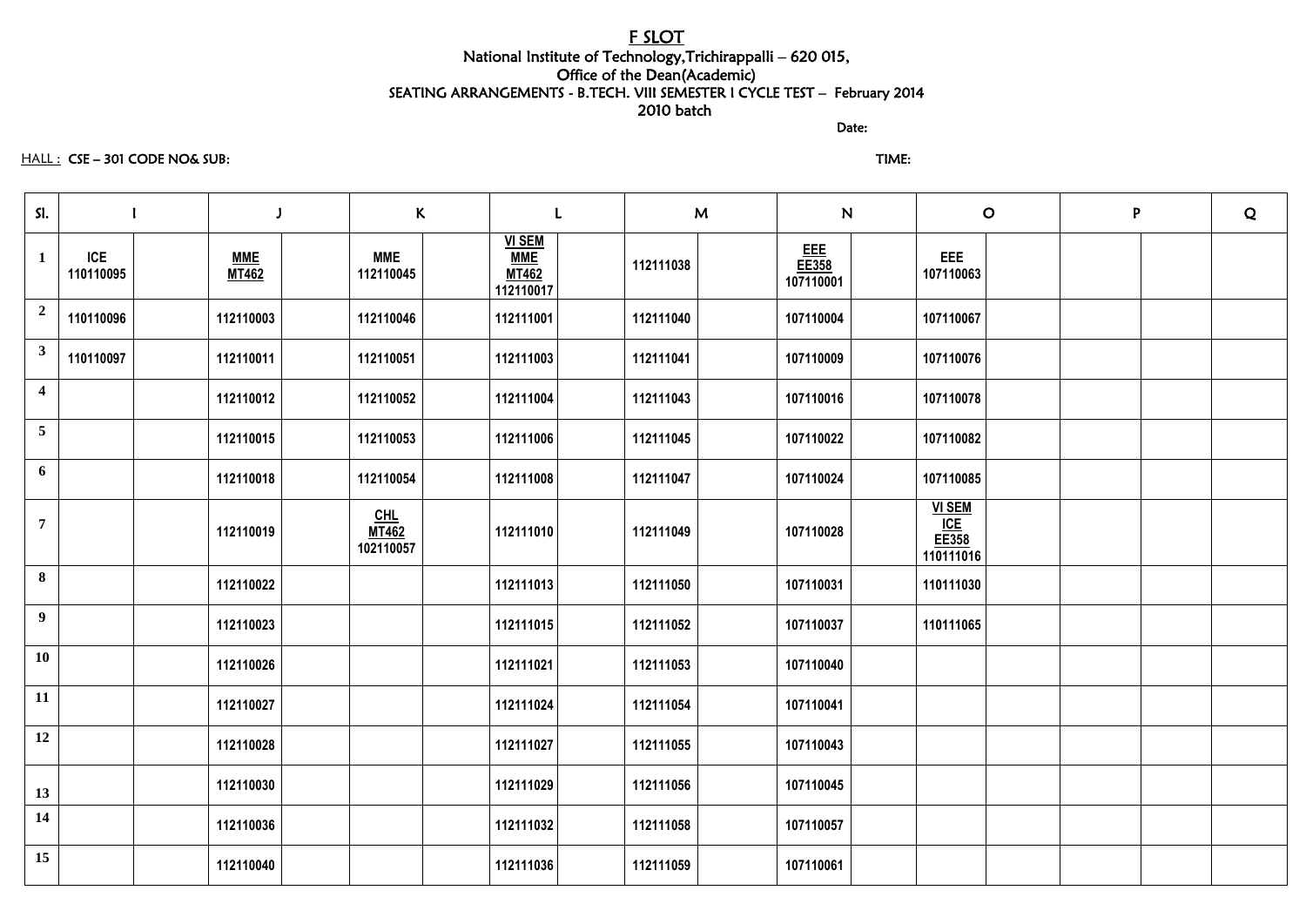# F SLOT

National Institute of Technology,Trichirappalli – 620 015,

Office of the Dean(Academic)

SEATING ARRANGEMENTS - B.TECH. VIII SEMESTER I CYCLE TEST – February 2014

2010 batch

Date:

HALL : CSE – 301 CODE NO& SUB: TIME:

| Sl. | I | | J | | K | | L | | M | | N | | O | | P | | Q |
|---|---|---|---|---|---|---|---|---|---|---|---|---|---|---|---|---|---|
| 1 | ICE 110110095 | | MME MT462 | | MME 112110045 | | VI SEM MME MT462 112110017 | | 112111038 | | EEE EE358 107110001 | | EEE 107110063 | | | | |
| 2 | 110110096 | | 112110003 | | 112110046 | | 112111001 | | 112111040 | | 107110004 | | 107110067 | | | | |
| 3 | 110110097 | | 112110011 | | 112110051 | | 112111003 | | 112111041 | | 107110009 | | 107110076 | | | | |
| 4 | | | 112110012 | | 112110052 | | 112111004 | | 112111043 | | 107110016 | | 107110078 | | | | |
| 5 | | | 112110015 | | 112110053 | | 112111006 | | 112111045 | | 107110022 | | 107110082 | | | | |
| 6 | | | 112110018 | | 112110054 | | 112111008 | | 112111047 | | 107110024 | | 107110085 | | | | |
| 7 | | | 112110019 | | CHL MT462 102110057 | | 112111010 | | 112111049 | | 107110028 | | VI SEM ICE EE358 110111016 | | | | |
| 8 | | | 112110022 | | | | 112111013 | | 112111050 | | 107110031 | | 110111030 | | | | |
| 9 | | | 112110023 | | | | 112111015 | | 112111052 | | 107110037 | | 110111065 | | | | |
| 10 | | | 112110026 | | | | 112111021 | | 112111053 | | 107110040 | | | | | | |
| 11 | | | 112110027 | | | | 112111024 | | 112111054 | | 107110041 | | | | | | |
| 12 | | | 112110028 | | | | 112111027 | | 112111055 | | 107110043 | | | | | | |
| 13 | | | 112110030 | | | | 112111029 | | 112111056 | | 107110045 | | | | | | |
| 14 | | | 112110036 | | | | 112111032 | | 112111058 | | 107110057 | | | | | | |
| 15 | | | 112110040 | | | | 112111036 | | 112111059 | | 107110061 | | | | | | |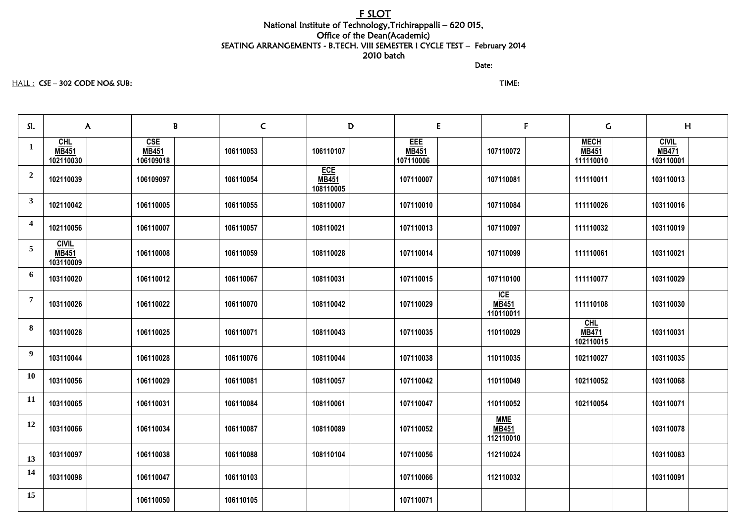# F SLOT

National Institute of Technology,Trichirappalli – 620 015,
Office of the Dean(Academic)
SEATING ARRANGEMENTS - B.TECH. VIII SEMESTER I CYCLE TEST – February 2014
2010 batch

Date:

HALL : CSE – 302 CODE NO& SUB: TIME:

| Sl. | A | B | C | D | E | F | G | H |
|---|---|---|---|---|---|---|---|---|
| 1 | CHL MB451 102110030 | CSE MB451 106109018 | 106110053 | 106110107 | EEE MB451 107110006 | 107110072 | MECH MB451 111110010 | CIVIL MB471 103110001 |
| 2 | 102110039 | 106109097 | 106110054 | ECE MB451 108110005 | 107110007 | 107110081 | 111110011 | 103110013 |
| 3 | 102110042 | 106110005 | 106110055 | 108110007 | 107110010 | 107110084 | 111110026 | 103110016 |
| 4 | 102110056 | 106110007 | 106110057 | 108110021 | 107110013 | 107110097 | 111110032 | 103110019 |
| 5 | CIVIL MB451 103110009 | 106110008 | 106110059 | 108110028 | 107110014 | 107110099 | 111110061 | 103110021 |
| 6 | 103110020 | 106110012 | 106110067 | 108110031 | 107110015 | 107110100 | 111110077 | 103110029 |
| 7 | 103110026 | 106110022 | 106110070 | 108110042 | 107110029 | ICE MB451 110110011 | 111110108 | 103110030 |
| 8 | 103110028 | 106110025 | 106110071 | 108110043 | 107110035 | 110110029 | CHL MB471 102110015 | 103110031 |
| 9 | 103110044 | 106110028 | 106110076 | 108110044 | 107110038 | 110110035 | 102110027 | 103110035 |
| 10 | 103110056 | 106110029 | 106110081 | 108110057 | 107110042 | 110110049 | 102110052 | 103110068 |
| 11 | 103110065 | 106110031 | 106110084 | 108110061 | 107110047 | 110110052 | 102110054 | 103110071 |
| 12 | 103110066 | 106110034 | 106110087 | 108110089 | 107110052 | MME MB451 112110010 | | 103110078 |
| 13 | 103110097 | 106110038 | 106110088 | 108110104 | 107110056 | 112110024 | | 103110083 |
| 14 | 103110098 | 106110047 | 106110103 | | 107110066 | 112110032 | | 103110091 |
| 15 | | 106110050 | 106110105 | | 107110071 | | | |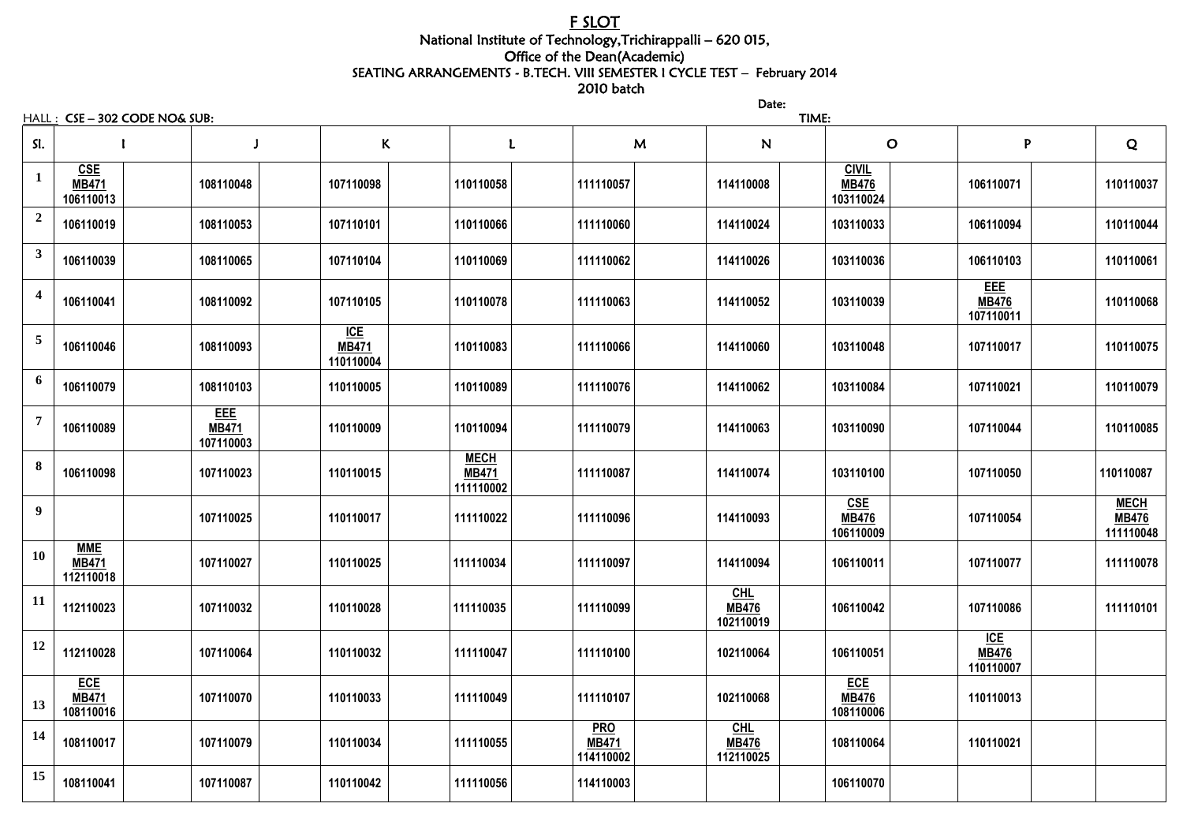# F SLOT

National Institute of Technology,Trichirappalli – 620 015,
Office of the Dean(Academic)
SEATING ARRANGEMENTS - B.TECH. VIII SEMESTER I CYCLE TEST – February 2014
2010 batch

Date:

HALL : CSE – 302 CODE NO& SUB: TIME:

| Sl. | I | J | K | L | M | N | O | P | Q |
|---|---|---|---|---|---|---|---|---|---|
| 1 | CSE MB471 106110013 | 108110048 | 107110098 | 110110058 | 111110057 | 114110008 | CIVIL MB476 103110024 | 106110071 | 110110037 |
| 2 | 106110019 | 108110053 | 107110101 | 110110066 | 111110060 | 114110024 | 103110033 | 106110094 | 110110044 |
| 3 | 106110039 | 108110065 | 107110104 | 110110069 | 111110062 | 114110026 | 103110036 | 106110103 | 110110061 |
| 4 | 106110041 | 108110092 | 107110105 | 110110078 | 111110063 | 114110052 | 103110039 | EEE MB476 107110011 | 110110068 |
| 5 | 106110046 | 108110093 | ICE MB471 110110004 | 110110083 | 111110066 | 114110060 | 103110048 | 107110017 | 110110075 |
| 6 | 106110079 | 108110103 | 110110005 | 110110089 | 111110076 | 114110062 | 103110084 | 107110021 | 110110079 |
| 7 | 106110089 | EEE MB471 107110003 | 110110009 | 110110094 | 111110079 | 114110063 | 103110090 | 107110044 | 110110085 |
| 8 | 106110098 | 107110023 | 110110015 | MECH MB471 111110002 | 111110087 | 114110074 | 103110100 | 107110050 | 110110087 |
| 9 | | 107110025 | 110110017 | 111110022 | 111110096 | 114110093 | CSE MB476 106110009 | 107110054 | MECH MB476 111110048 |
| 10 | MME MB471 112110018 | 107110027 | 110110025 | 111110034 | 111110097 | 114110094 | 106110011 | 107110077 | 111110078 |
| 11 | 112110023 | 107110032 | 110110028 | 111110035 | 111110099 | CHL MB476 102110019 | 106110042 | 107110086 | 111110101 |
| 12 | 112110028 | 107110064 | 110110032 | 111110047 | 111110100 | 102110064 | 106110051 | ICE MB476 110110007 | |
| 13 | ECE MB471 108110016 | 107110070 | 110110033 | 111110049 | 111110107 | 102110068 | ECE MB476 108110006 | 110110013 | |
| 14 | 108110017 | 107110079 | 110110034 | 111110055 | PRO MB471 114110002 | CHL MB476 112110025 | 108110064 | 110110021 | |
| 15 | 108110041 | 107110087 | 110110042 | 111110056 | 114110003 | | 106110070 | | |